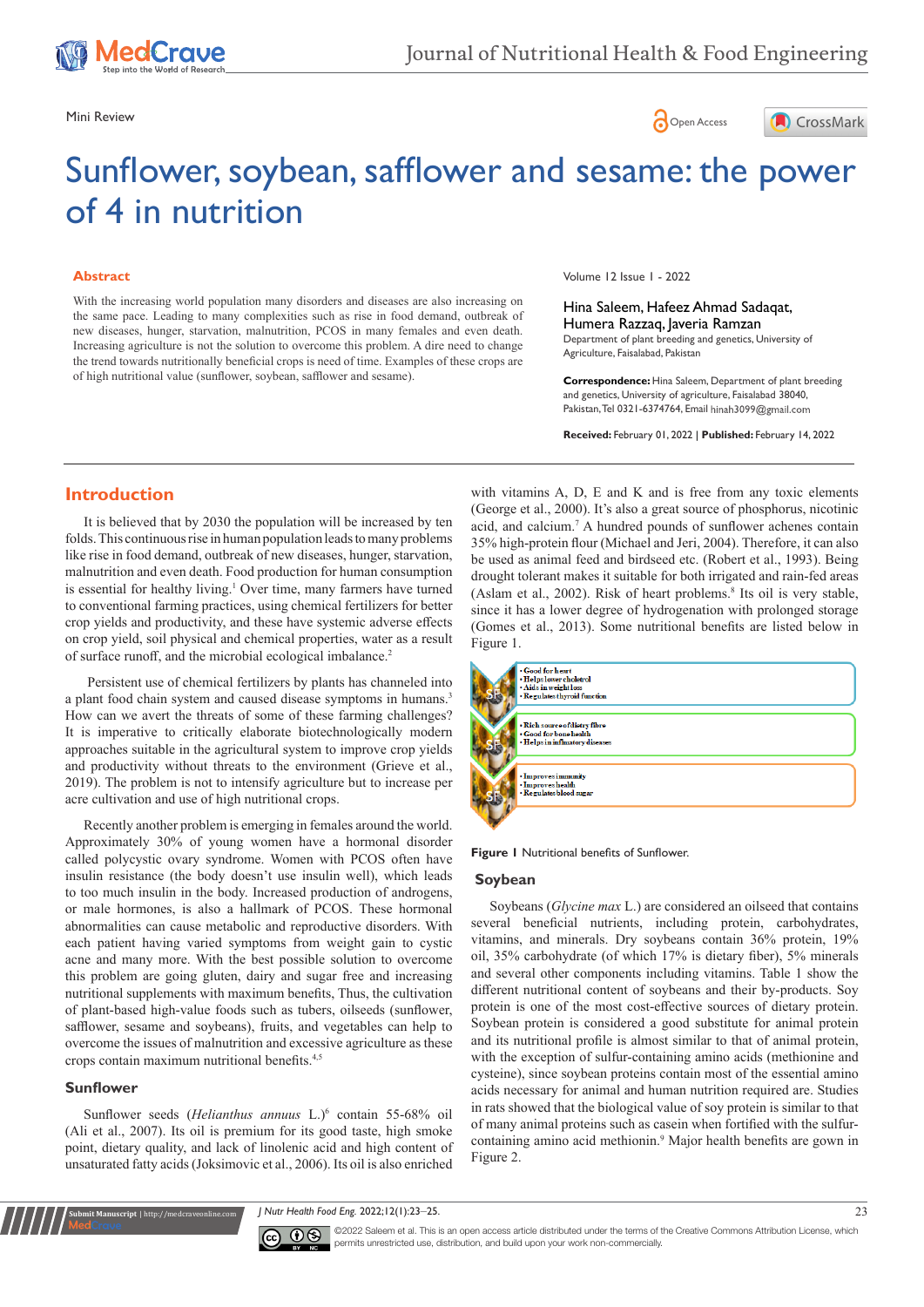Mini Review

# Sunflower, soybean, safflower and sesame: the power of 4 in nutrition

## Abstract

With the increasing world population many disorders and diseases are also increasing on the same pace. Leading to many complexities such as rise in food demand, outbreak of new diseases, hunger, starvation, malnutrition, PCOS in many females and even death. Increasing agriculture is not the solution to overcome this problem. A dire need to change the trend towards nutritionally beneficial crops is need of time. Examples of these crops are of high nutritional value (sunflower, soybean, safflower and sesame).

Volume 12 Issue 1 - 2022

Hina Saleem, Hafeez Ahmad Sadaqat, Humera Razzaq, Javeria Ramzan

Department of plant breeding and genetics, University of Agriculture, Faisalabad, Pakistan

**Correspondence:** Hina Saleem, Department of plant breeding and genetics, University of agriculture, Faisalabad 38040, Pakistan, Tel 0321-6374764, Email hinah3099@gmail.com

**Received:** February 01, 2022 | **Published:** February 14, 2022

## Introduction

It is believed that by 2030 the population will be increased by ten folds. This continuous rise in human population leads to many problems like rise in food demand, outbreak of new diseases, hunger, starvation, malnutrition and even death. Food production for human consumption is essential for healthy living.[1] Over time, many farmers have turned to conventional farming practices, using chemical fertilizers for better crop yields and productivity, and these have systemic adverse effects on crop yield, soil physical and chemical properties, water as a result of surface runoff, and the microbial ecological imbalance.[2]

Persistent use of chemical fertilizers by plants has channeled into a plant food chain system and caused disease symptoms in humans.[3] How can we avert the threats of some of these farming challenges? It is imperative to critically elaborate biotechnologically modern approaches suitable in the agricultural system to improve crop yields and productivity without threats to the environment (Grieve et al., 2019). The problem is not to intensify agriculture but to increase per acre cultivation and use of high nutritional crops.

Recently another problem is emerging in females around the world. Approximately 30% of young women have a hormonal disorder called polycystic ovary syndrome. Women with PCOS often have insulin resistance (the body doesn't use insulin well), which leads to too much insulin in the body. Increased production of androgens, or male hormones, is also a hallmark of PCOS. These hormonal abnormalities can cause metabolic and reproductive disorders. With each patient having varied symptoms from weight gain to cystic acne and many more. With the best possible solution to overcome this problem are going gluten, dairy and sugar free and increasing nutritional supplements with maximum benefits, Thus, the cultivation of plant-based high-value foods such as tubers, oilseeds (sunflower, safflower, sesame and soybeans), fruits, and vegetables can help to overcome the issues of malnutrition and excessive agriculture as these crops contain maximum nutritional benefits.[4,5]

### Sunflower

Sunflower seeds (*Helianthus annuus* L.)[6] contain 55-68% oil (Ali et al., 2007). Its oil is premium for its good taste, high smoke point, dietary quality, and lack of linolenic acid and high content of unsaturated fatty acids (Joksimovic et al., 2006). Its oil is also enriched with vitamins A, D, E and K and is free from any toxic elements (George et al., 2000). It's also a great source of phosphorus, nicotinic acid, and calcium.[7] A hundred pounds of sunflower achenes contain 35% high-protein flour (Michael and Jeri, 2004). Therefore, it can also be used as animal feed and birdseed etc. (Robert et al., 1993). Being drought tolerant makes it suitable for both irrigated and rain-fed areas (Aslam et al., 2002). Risk of heart problems.[8] Its oil is very stable, since it has a lower degree of hydrogenation with prolonged storage (Gomes et al., 2013). Some nutritional benefits are listed below in Figure 1.

- Good for heart
- Helps lower cholestrol
- Aids in weight loss
- Regulates thyroid function

- Rich source of distry fibre
- Good for bone health
- Helps in inflamatory diseases

- Improves immunity
- Improves health
- Regulates blood sugar

**Figure 1** Nutritional benefits of Sunflower.

### Soybean

Soybeans (*Glycine max* L.) are considered an oilseed that contains several beneficial nutrients, including protein, carbohydrates, vitamins, and minerals. Dry soybeans contain 36% protein, 19% oil, 35% carbohydrate (of which 17% is dietary fiber), 5% minerals and several other components including vitamins. Table 1 show the different nutritional content of soybeans and their by-products. Soy protein is one of the most cost-effective sources of dietary protein. Soybean protein is considered a good substitute for animal protein and its nutritional profile is almost similar to that of animal protein, with the exception of sulfur-containing amino acids (methionine and cysteine), since soybean proteins contain most of the essential amino acids necessary for animal and human nutrition required are. Studies in rats showed that the biological value of soy protein is similar to that of many animal proteins such as casein when fortified with the sulfur-containing amino acid methionine.[9] Major health benefits are gown in Figure 2.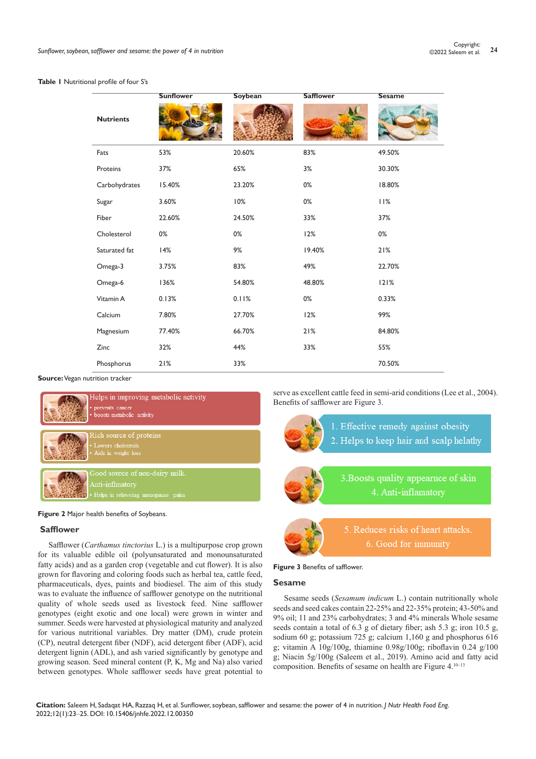**Table 1** Nutritional profile of four S's

| Nutrients | Sunflower | Soybean | Safflower | Sesame |
|---|---|---|---|---|
| Fats | 53% | 20.60% | 83% | 49.50% |
| Proteins | 37% | 65% | 3% | 30.30% |
| Carbohydrates | 15.40% | 23.20% | 0% | 18.80% |
| Sugar | 3.60% | 10% | 0% | 11% |
| Fiber | 22.60% | 24.50% | 33% | 37% |
| Cholesterol | 0% | 0% | 12% | 0% |
| Saturated fat | 14% | 9% | 19.40% | 21% |
| Omega-3 | 3.75% | 83% | 49% | 22.70% |
| Omega-6 | 136% | 54.80% | 48.80% | 121% |
| Vitamin A | 0.13% | 0.11% | 0% | 0.33% |
| Calcium | 7.80% | 27.70% | 12% | 99% |
| Magnesium | 77.40% | 66.70% | 21% | 84.80% |
| Zinc | 32% | 44% | 33% | 55% |
| Phosphorus | 21% | 33% | | 70.50% |

**Source:** Vegan nutrition tracker

Helps in improving metabolic activity
- prevents cancer
- boosts metabolic activity

Rich source of proteins
- Lowers cholestrols
- Aids in weight loss

Good source of non-dairy milk.
Anti-inflammatory
- Helps in relieveing menopause pains

**Figure 2** Major health benefits of Soybeans.

## Safflower

Safflower (*Carthamus tinctorius* L.) is a multipurpose crop grown for its valuable edible oil (polyunsaturated and monounsaturated fatty acids) and as a garden crop (vegetable and cut flower). It is also grown for flavoring and coloring foods such as herbal tea, cattle feed, pharmaceuticals, dyes, paints and biodiesel. The aim of this study was to evaluate the influence of safflower genotype on the nutritional quality of whole seeds used as livestock feed. Nine safflower genotypes (eight exotic and one local) were grown in winter and summer. Seeds were harvested at physiological maturity and analyzed for various nutritional variables. Dry matter (DM), crude protein (CP), neutral detergent fiber (NDF), acid detergent fiber (ADF), acid detergent lignin (ADL), and ash varied significantly by genotype and growing season. Seed mineral content (P, K, Mg and Na) also varied between genotypes. Whole safflower seeds have great potential to serve as excellent cattle feed in semi-arid conditions (Lee et al., 2004). Benefits of safflower are Figure 3.

1. Effective remedy against obesity
2. Helps to keep hair and scalp helathy

3.Boosts quality apppearnce of skin
4. Anti-inflamatory

5. Reduces risks of heart attacks.
6. Good for immunity

**Figure 3** Benefits of safflower.

## Sesame

Sesame seeds (*Sesamum indicum* L.) contain nutritionally whole seeds and seed cakes contain 22-25% and 22-35% protein; 43-50% and 9% oil; 11 and 23% carbohydrates; 3 and 4% minerals Whole sesame seeds contain a total of 6.3 g of dietary fiber; ash 5.3 g; iron 10.5 g, sodium 60 g; potassium 725 g; calcium 1,160 g and phosphorus 616 g; vitamin A 10g/100g, thiamine 0.98g/100g; riboflavin 0.24 g/100 g; Niacin 5g/100g (Saleem et al., 2019). Amino acid and fatty acid composition. Benefits of sesame on health are Figure 4.[10–13]

**Citation:** Saleem H, Sadaqat HA, Razzaq H, et al. Sunflower, soybean, safflower and sesame: the power of 4 in nutrition. *J Nutr Health Food Eng.* 2022;12(1):23‒25. DOI: 10.15406/jnhfe.2022.12.00350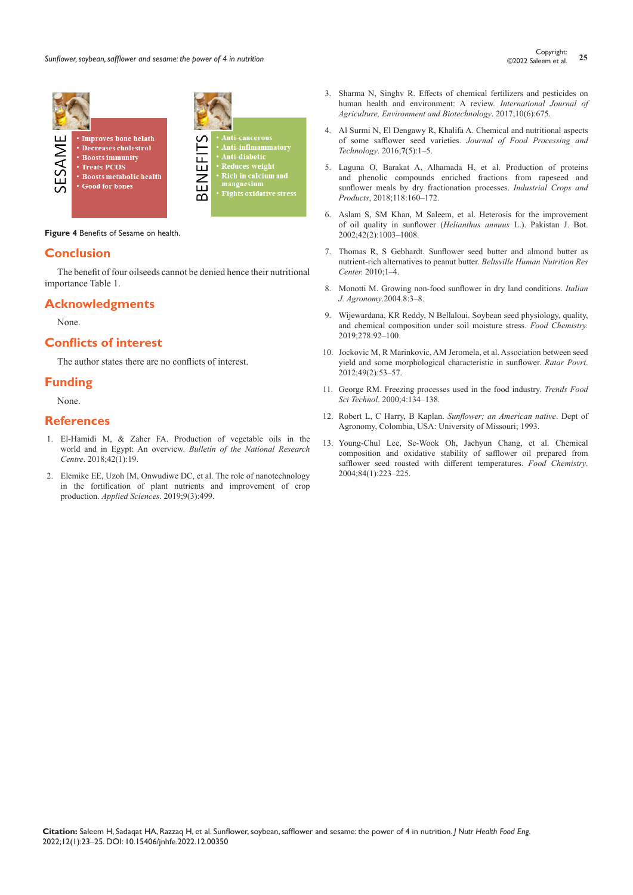SESAME

- Improves bone helath
- Decreases cholestrol
- Boosts immunity
- Treats PCOS
- Boosts metabolic health
- Good for bones

BENEFITS

- Anti-cancerous
- Anti-inflmammatory
- Anti-diabetic
- Reduces weight
- Rich in calcium and mangnesium
- Fights oxidative stress

**Figure 4** Benefits of Sesame on health.

## Conclusion

The benefit of four oilseeds cannot be denied hence their nutritional importance Table 1.

## Acknowledgments

None.

## Conflicts of interest

The author states there are no conflicts of interest.

## Funding

None.

## References

1. El-Hamidi M, & Zaher FA. Production of vegetable oils in the world and in Egypt: An overview. *Bulletin of the National Research Centre*. 2018;42(1):19.
2. Elemike EE, Uzoh IM, Onwudiwe DC, et al. The role of nanotechnology in the fortification of plant nutrients and improvement of crop production. *Applied Sciences*. 2019;9(3):499.
3. Sharma N, Singhv R. Effects of chemical fertilizers and pesticides on human health and environment: A review. *International Journal of Agriculture, Environment and Biotechnology*. 2017;10(6):675.
4. Al Surmi N, El Dengawy R, Khalifa A. Chemical and nutritional aspects of some safflower seed varieties. *Journal of Food Processing and Technology*. 2016;**7**(5):1–5.
5. Laguna O, Barakat A, Alhamada H, et al. Production of proteins and phenolic compounds enriched fractions from rapeseed and sunflower meals by dry fractionation processes. *Industrial Crops and Products*, 2018;118:160–172.
6. Aslam S, SM Khan, M Saleem, et al. Heterosis for the improvement of oil quality in sunflower (*Helianthus annuus* L.). Pakistan J. Bot. 2002;42(2):1003–1008.
7. Thomas R, S Gebhardt. Sunflower seed butter and almond butter as nutrient-rich alternatives to peanut butter. *Beltsville Human Nutrition Res Center.* 2010;1–4.
8. Monotti M. Growing non-food sunflower in dry land conditions. *Italian J. Agronomy*.2004.8:3–8.
9. Wijewardana, KR Reddy, N Bellaloui. Soybean seed physiology, quality, and chemical composition under soil moisture stress. *Food Chemistry.* 2019;278:92–100.
10. Jockovic M, R Marinkovic, AM Jeromela, et al. Association between seed yield and some morphological characteristic in sunflower. *Ratar Povrt*. 2012;49(2):53–57.
11. George RM. Freezing processes used in the food industry. *Trends Food Sci Technol*. 2000;4:134–138.
12. Robert L, C Harry, B Kaplan. *Sunflower; an American native*. Dept of Agronomy, Colombia, USA: University of Missouri; 1993.
13. Young-Chul Lee, Se-Wook Oh, Jaehyun Chang, et al. Chemical composition and oxidative stability of safflower oil prepared from safflower seed roasted with different temperatures. *Food Chemistry*. 2004;84(1):223–225.